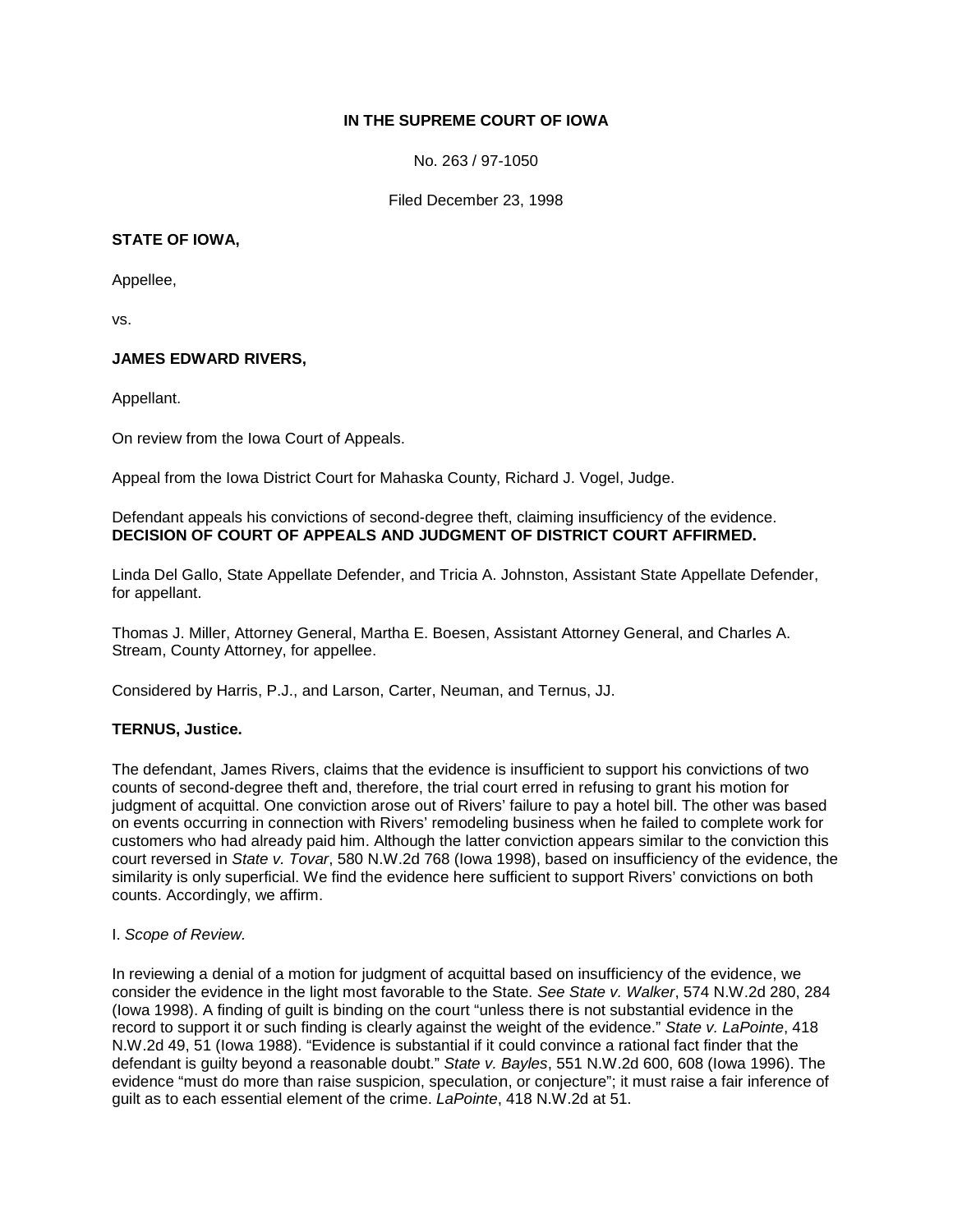**IN THE SUPREME COURT OF IOWA**

No. 263 / 97-1050

Filed December 23, 1998

**STATE OF IOWA,**

Appellee,

vs.

**JAMES EDWARD RIVERS,**

Appellant.

On review from the Iowa Court of Appeals.

Appeal from the Iowa District Court for Mahaska County, Richard J. Vogel, Judge.

Defendant appeals his convictions of second-degree theft, claiming insufficiency of the evidence. **DECISION OF COURT OF APPEALS AND JUDGMENT OF DISTRICT COURT AFFIRMED.**

Linda Del Gallo, State Appellate Defender, and Tricia A. Johnston, Assistant State Appellate Defender, for appellant.

Thomas J. Miller, Attorney General, Martha E. Boesen, Assistant Attorney General, and Charles A. Stream, County Attorney, for appellee.

Considered by Harris, P.J., and Larson, Carter, Neuman, and Ternus, JJ.

**TERNUS, Justice.**

The defendant, James Rivers, claims that the evidence is insufficient to support his convictions of two counts of second-degree theft and, therefore, the trial court erred in refusing to grant his motion for judgment of acquittal. One conviction arose out of Rivers' failure to pay a hotel bill. The other was based on events occurring in connection with Rivers' remodeling business when he failed to complete work for customers who had already paid him. Although the latter conviction appears similar to the conviction this court reversed in *State v. Tovar*, 580 N.W.2d 768 (Iowa 1998), based on insufficiency of the evidence, the similarity is only superficial. We find the evidence here sufficient to support Rivers' convictions on both counts. Accordingly, we affirm.

I. *Scope of Review.*

In reviewing a denial of a motion for judgment of acquittal based on insufficiency of the evidence, we consider the evidence in the light most favorable to the State. *See State v. Walker*, 574 N.W.2d 280, 284 (Iowa 1998). A finding of guilt is binding on the court "unless there is not substantial evidence in the record to support it or such finding is clearly against the weight of the evidence." *State v. LaPointe*, 418 N.W.2d 49, 51 (Iowa 1988). "Evidence is substantial if it could convince a rational fact finder that the defendant is guilty beyond a reasonable doubt." *State v. Bayles*, 551 N.W.2d 600, 608 (Iowa 1996). The evidence "must do more than raise suspicion, speculation, or conjecture"; it must raise a fair inference of guilt as to each essential element of the crime. *LaPointe*, 418 N.W.2d at 51.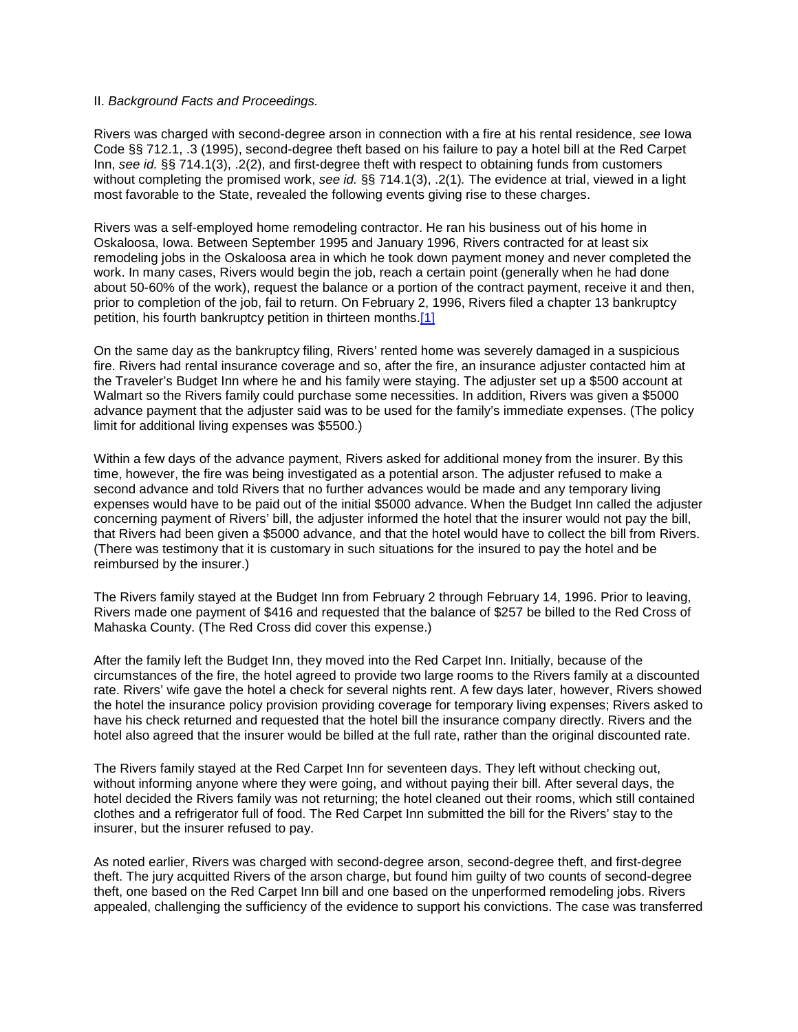II. *Background Facts and Proceedings.*

Rivers was charged with second-degree arson in connection with a fire at his rental residence, *see* Iowa Code §§ 712.1, .3 (1995), second-degree theft based on his failure to pay a hotel bill at the Red Carpet Inn, *see id.* §§ 714.1(3), .2(2), and first-degree theft with respect to obtaining funds from customers without completing the promised work, *see id.* §§ 714.1(3), .2(1). The evidence at trial, viewed in a light most favorable to the State, revealed the following events giving rise to these charges.

Rivers was a self-employed home remodeling contractor. He ran his business out of his home in Oskaloosa, Iowa. Between September 1995 and January 1996, Rivers contracted for at least six remodeling jobs in the Oskaloosa area in which he took down payment money and never completed the work. In many cases, Rivers would begin the job, reach a certain point (generally when he had done about 50-60% of the work), request the balance or a portion of the contract payment, receive it and then, prior to completion of the job, fail to return. On February 2, 1996, Rivers filed a chapter 13 bankruptcy petition, his fourth bankruptcy petition in thirteen months.[1]

On the same day as the bankruptcy filing, Rivers' rented home was severely damaged in a suspicious fire. Rivers had rental insurance coverage and so, after the fire, an insurance adjuster contacted him at the Traveler's Budget Inn where he and his family were staying. The adjuster set up a $500 account at Walmart so the Rivers family could purchase some necessities. In addition, Rivers was given a $5000 advance payment that the adjuster said was to be used for the family's immediate expenses. (The policy limit for additional living expenses was $5500.)

Within a few days of the advance payment, Rivers asked for additional money from the insurer. By this time, however, the fire was being investigated as a potential arson. The adjuster refused to make a second advance and told Rivers that no further advances would be made and any temporary living expenses would have to be paid out of the initial $5000 advance. When the Budget Inn called the adjuster concerning payment of Rivers' bill, the adjuster informed the hotel that the insurer would not pay the bill, that Rivers had been given a $5000 advance, and that the hotel would have to collect the bill from Rivers. (There was testimony that it is customary in such situations for the insured to pay the hotel and be reimbursed by the insurer.)

The Rivers family stayed at the Budget Inn from February 2 through February 14, 1996. Prior to leaving, Rivers made one payment of $416 and requested that the balance of $257 be billed to the Red Cross of Mahaska County. (The Red Cross did cover this expense.)

After the family left the Budget Inn, they moved into the Red Carpet Inn. Initially, because of the circumstances of the fire, the hotel agreed to provide two large rooms to the Rivers family at a discounted rate. Rivers' wife gave the hotel a check for several nights rent. A few days later, however, Rivers showed the hotel the insurance policy provision providing coverage for temporary living expenses; Rivers asked to have his check returned and requested that the hotel bill the insurance company directly. Rivers and the hotel also agreed that the insurer would be billed at the full rate, rather than the original discounted rate.

The Rivers family stayed at the Red Carpet Inn for seventeen days. They left without checking out, without informing anyone where they were going, and without paying their bill. After several days, the hotel decided the Rivers family was not returning; the hotel cleaned out their rooms, which still contained clothes and a refrigerator full of food. The Red Carpet Inn submitted the bill for the Rivers' stay to the insurer, but the insurer refused to pay.

As noted earlier, Rivers was charged with second-degree arson, second-degree theft, and first-degree theft. The jury acquitted Rivers of the arson charge, but found him guilty of two counts of second-degree theft, one based on the Red Carpet Inn bill and one based on the unperformed remodeling jobs. Rivers appealed, challenging the sufficiency of the evidence to support his convictions. The case was transferred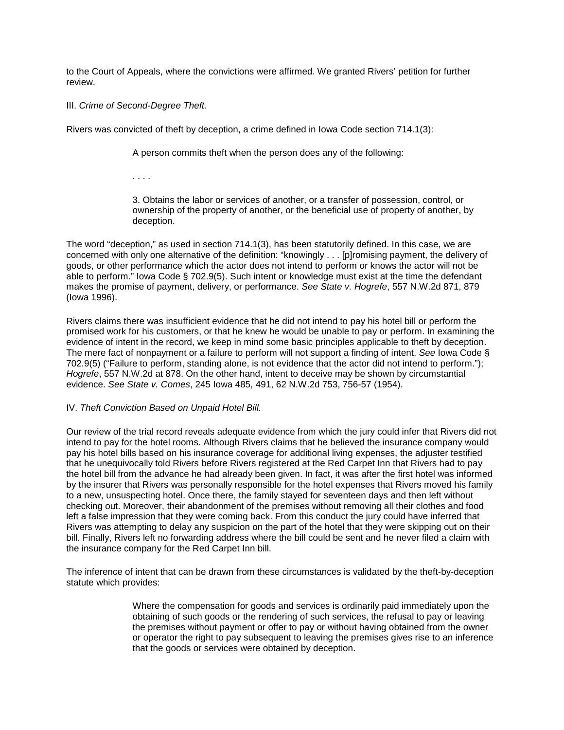to the Court of Appeals, where the convictions were affirmed. We granted Rivers' petition for further review.

III. *Crime of Second-Degree Theft.*

Rivers was convicted of theft by deception, a crime defined in Iowa Code section 714.1(3):

> A person commits theft when the person does any of the following:
>
> . . . .
>
> 3. Obtains the labor or services of another, or a transfer of possession, control, or ownership of the property of another, or the beneficial use of property of another, by deception.

The word "deception," as used in section 714.1(3), has been statutorily defined. In this case, we are concerned with only one alternative of the definition: "knowingly . . . [p]romising payment, the delivery of goods, or other performance which the actor does not intend to perform or knows the actor will not be able to perform." Iowa Code § 702.9(5). Such intent or knowledge must exist at the time the defendant makes the promise of payment, delivery, or performance. *See State v. Hogrefe*, 557 N.W.2d 871, 879 (Iowa 1996).

Rivers claims there was insufficient evidence that he did not intend to pay his hotel bill or perform the promised work for his customers, or that he knew he would be unable to pay or perform. In examining the evidence of intent in the record, we keep in mind some basic principles applicable to theft by deception. The mere fact of nonpayment or a failure to perform will not support a finding of intent. *See* Iowa Code § 702.9(5) ("Failure to perform, standing alone, is not evidence that the actor did not intend to perform."); *Hogrefe*, 557 N.W.2d at 878. On the other hand, intent to deceive may be shown by circumstantial evidence. *See State v. Comes*, 245 Iowa 485, 491, 62 N.W.2d 753, 756-57 (1954).

IV. *Theft Conviction Based on Unpaid Hotel Bill.*

Our review of the trial record reveals adequate evidence from which the jury could infer that Rivers did not intend to pay for the hotel rooms. Although Rivers claims that he believed the insurance company would pay his hotel bills based on his insurance coverage for additional living expenses, the adjuster testified that he unequivocally told Rivers before Rivers registered at the Red Carpet Inn that Rivers had to pay the hotel bill from the advance he had already been given. In fact, it was after the first hotel was informed by the insurer that Rivers was personally responsible for the hotel expenses that Rivers moved his family to a new, unsuspecting hotel. Once there, the family stayed for seventeen days and then left without checking out. Moreover, their abandonment of the premises without removing all their clothes and food left a false impression that they were coming back. From this conduct the jury could have inferred that Rivers was attempting to delay any suspicion on the part of the hotel that they were skipping out on their bill. Finally, Rivers left no forwarding address where the bill could be sent and he never filed a claim with the insurance company for the Red Carpet Inn bill.

The inference of intent that can be drawn from these circumstances is validated by the theft-by-deception statute which provides:

> Where the compensation for goods and services is ordinarily paid immediately upon the obtaining of such goods or the rendering of such services, the refusal to pay or leaving the premises without payment or offer to pay or without having obtained from the owner or operator the right to pay subsequent to leaving the premises gives rise to an inference that the goods or services were obtained by deception.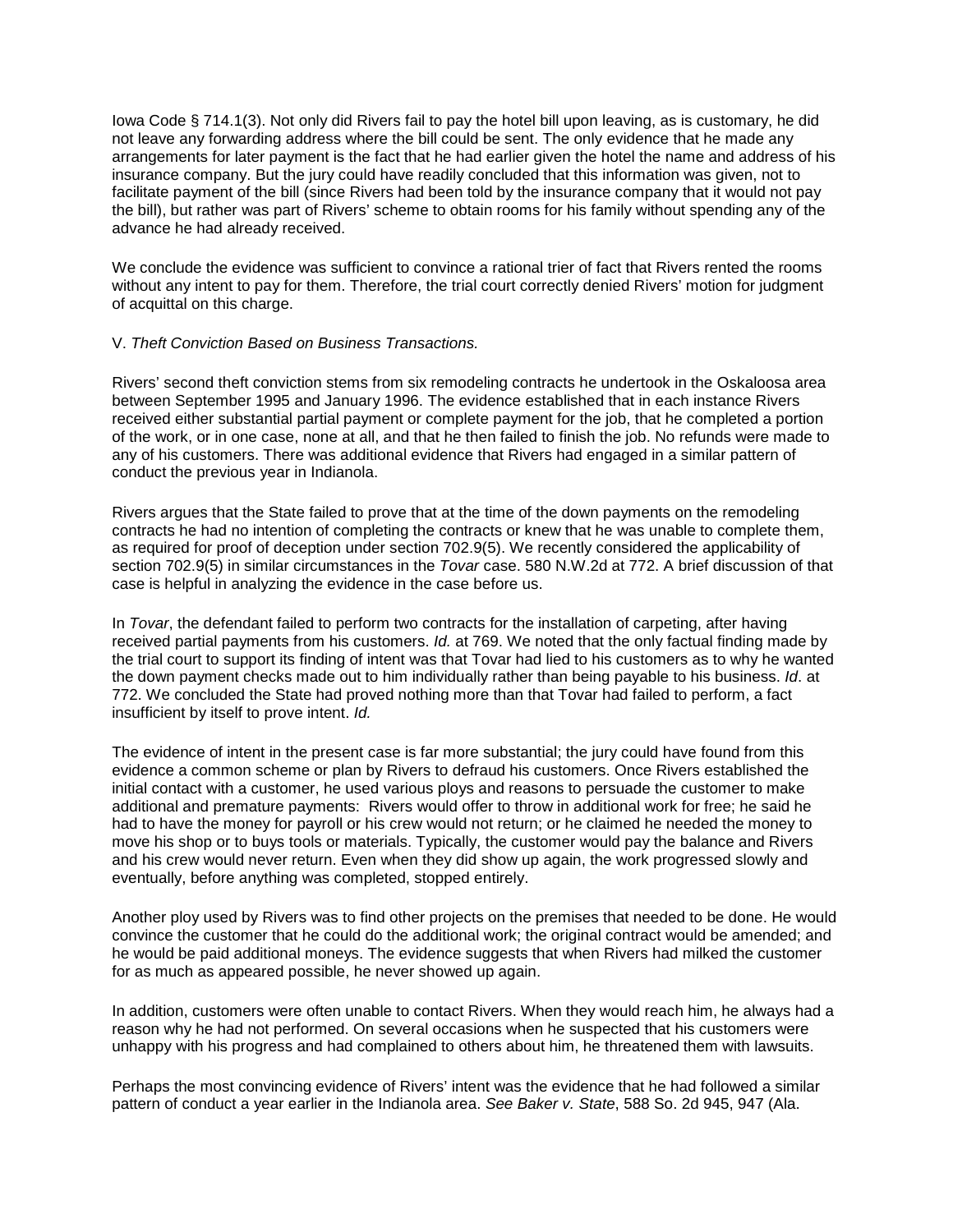Iowa Code § 714.1(3). Not only did Rivers fail to pay the hotel bill upon leaving, as is customary, he did not leave any forwarding address where the bill could be sent. The only evidence that he made any arrangements for later payment is the fact that he had earlier given the hotel the name and address of his insurance company. But the jury could have readily concluded that this information was given, not to facilitate payment of the bill (since Rivers had been told by the insurance company that it would not pay the bill), but rather was part of Rivers' scheme to obtain rooms for his family without spending any of the advance he had already received.

We conclude the evidence was sufficient to convince a rational trier of fact that Rivers rented the rooms without any intent to pay for them. Therefore, the trial court correctly denied Rivers' motion for judgment of acquittal on this charge.

V. *Theft Conviction Based on Business Transactions.*

Rivers' second theft conviction stems from six remodeling contracts he undertook in the Oskaloosa area between September 1995 and January 1996. The evidence established that in each instance Rivers received either substantial partial payment or complete payment for the job, that he completed a portion of the work, or in one case, none at all, and that he then failed to finish the job. No refunds were made to any of his customers. There was additional evidence that Rivers had engaged in a similar pattern of conduct the previous year in Indianola.

Rivers argues that the State failed to prove that at the time of the down payments on the remodeling contracts he had no intention of completing the contracts or knew that he was unable to complete them, as required for proof of deception under section 702.9(5). We recently considered the applicability of section 702.9(5) in similar circumstances in the *Tovar* case. 580 N.W.2d at 772. A brief discussion of that case is helpful in analyzing the evidence in the case before us.

In *Tovar*, the defendant failed to perform two contracts for the installation of carpeting, after having received partial payments from his customers. *Id.* at 769. We noted that the only factual finding made by the trial court to support its finding of intent was that Tovar had lied to his customers as to why he wanted the down payment checks made out to him individually rather than being payable to his business. *Id*. at 772. We concluded the State had proved nothing more than that Tovar had failed to perform, a fact insufficient by itself to prove intent. *Id.*

The evidence of intent in the present case is far more substantial; the jury could have found from this evidence a common scheme or plan by Rivers to defraud his customers. Once Rivers established the initial contact with a customer, he used various ploys and reasons to persuade the customer to make additional and premature payments: Rivers would offer to throw in additional work for free; he said he had to have the money for payroll or his crew would not return; or he claimed he needed the money to move his shop or to buys tools or materials. Typically, the customer would pay the balance and Rivers and his crew would never return. Even when they did show up again, the work progressed slowly and eventually, before anything was completed, stopped entirely.

Another ploy used by Rivers was to find other projects on the premises that needed to be done. He would convince the customer that he could do the additional work; the original contract would be amended; and he would be paid additional moneys. The evidence suggests that when Rivers had milked the customer for as much as appeared possible, he never showed up again.

In addition, customers were often unable to contact Rivers. When they would reach him, he always had a reason why he had not performed. On several occasions when he suspected that his customers were unhappy with his progress and had complained to others about him, he threatened them with lawsuits.

Perhaps the most convincing evidence of Rivers' intent was the evidence that he had followed a similar pattern of conduct a year earlier in the Indianola area. *See Baker v. State*, 588 So. 2d 945, 947 (Ala.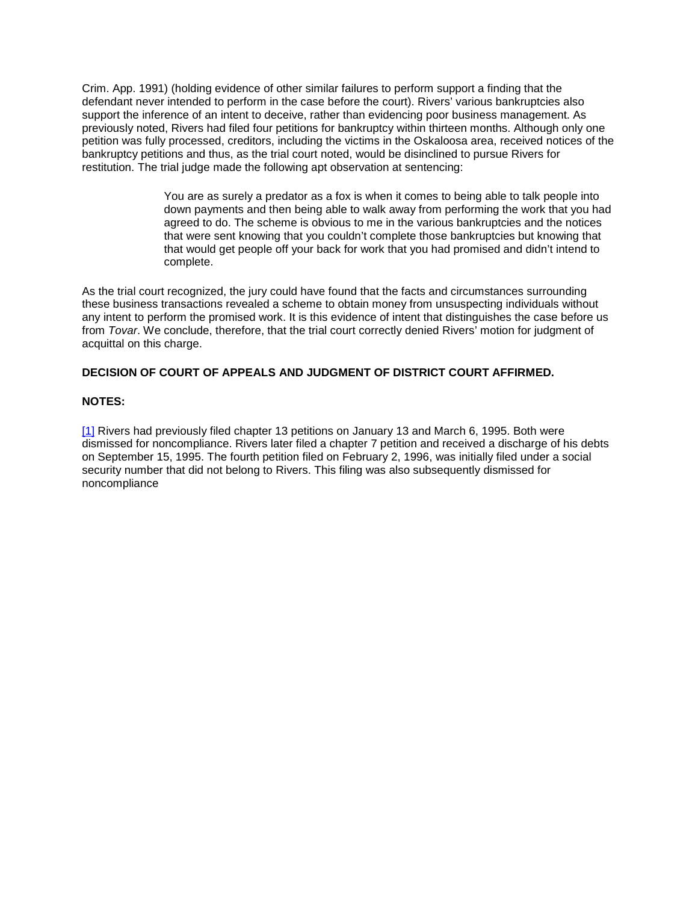Crim. App. 1991) (holding evidence of other similar failures to perform support a finding that the defendant never intended to perform in the case before the court). Rivers' various bankruptcies also support the inference of an intent to deceive, rather than evidencing poor business management. As previously noted, Rivers had filed four petitions for bankruptcy within thirteen months. Although only one petition was fully processed, creditors, including the victims in the Oskaloosa area, received notices of the bankruptcy petitions and thus, as the trial court noted, would be disinclined to pursue Rivers for restitution. The trial judge made the following apt observation at sentencing:

> You are as surely a predator as a fox is when it comes to being able to talk people into down payments and then being able to walk away from performing the work that you had agreed to do. The scheme is obvious to me in the various bankruptcies and the notices that were sent knowing that you couldn't complete those bankruptcies but knowing that that would get people off your back for work that you had promised and didn't intend to complete.

As the trial court recognized, the jury could have found that the facts and circumstances surrounding these business transactions revealed a scheme to obtain money from unsuspecting individuals without any intent to perform the promised work. It is this evidence of intent that distinguishes the case before us from *Tovar*. We conclude, therefore, that the trial court correctly denied Rivers' motion for judgment of acquittal on this charge.

**DECISION OF COURT OF APPEALS AND JUDGMENT OF DISTRICT COURT AFFIRMED.**

**NOTES:**

[1] Rivers had previously filed chapter 13 petitions on January 13 and March 6, 1995. Both were dismissed for noncompliance. Rivers later filed a chapter 7 petition and received a discharge of his debts on September 15, 1995. The fourth petition filed on February 2, 1996, was initially filed under a social security number that did not belong to Rivers. This filing was also subsequently dismissed for noncompliance